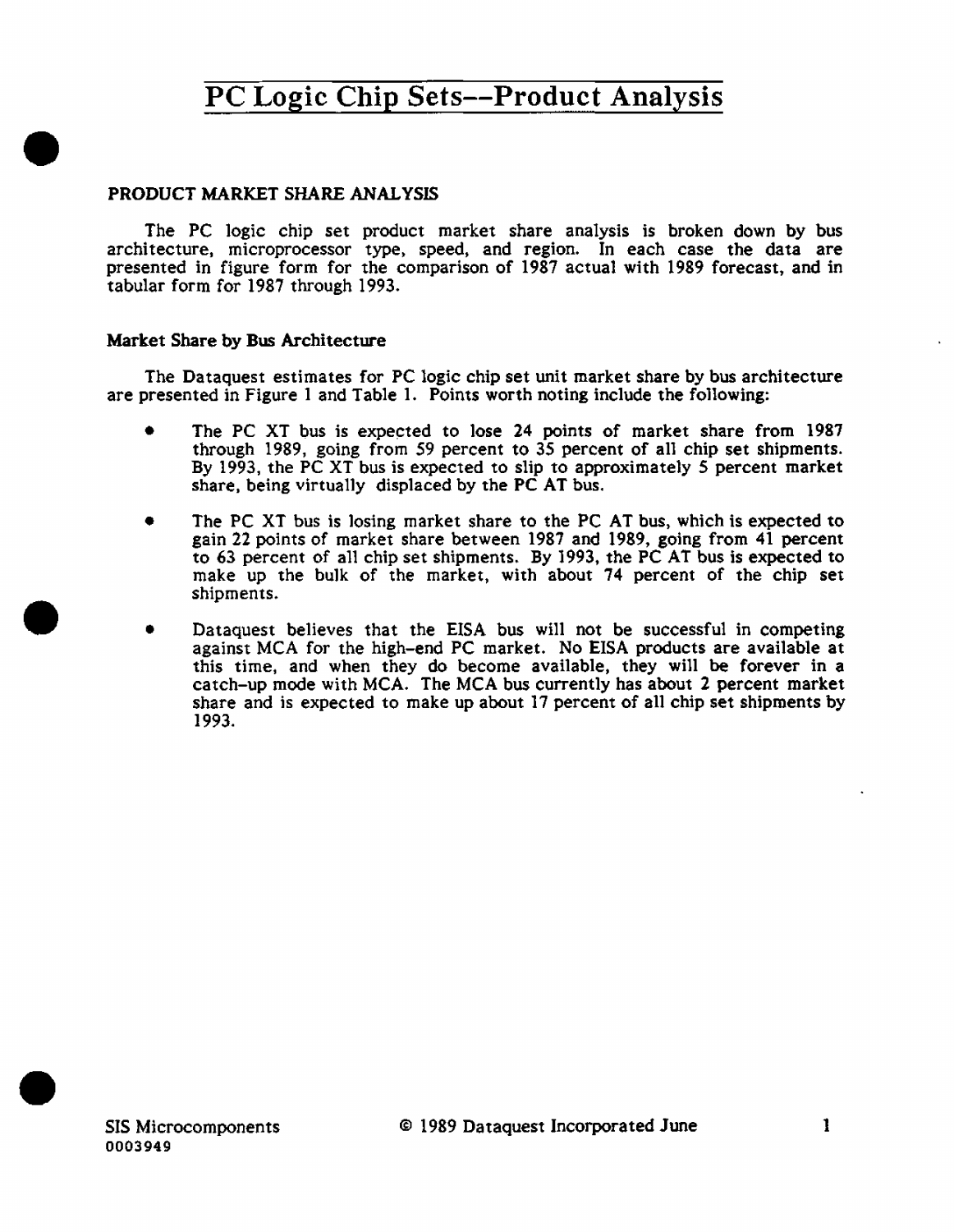# PC Logic Chip Sets--Product Analysis

## PRODUCT MARKET SHARE ANALYSIS

The PC logic chip set product market share analysis is broken down by bus architecture, microprocessor type, speed, and region. In each case the data are presented in figure form for the comparison of 1987 actual with 1989 forecast, and in tabular form for 1987 through 1993.

### Market Share by Bus Architecture

The Dataquest estimates for PC logic chip set unit market share by bus architecture are presented in Figure 1 and Table 1. Points worth noting include the following:

- The PC XT bus is expected to lose 24 points of market share from 1987 through 1989, going from 59 percent to 35 percent of all chip set shipments. By 1993, the PC XT bus is expected to slip to approximately 5 percent market share, being virtually displaced by the PC AT bus.
- The PC XT bus is losing market share to the PC AT bus, which is expected to gain 22 points of market share between 1987 and 1989, going from 41 percent to 63 percent of all chip set shipments. By 1993, the PC AT bus is expected to make up the bulk of the market, with about 74 percent of the chip set shipments.
- Dataquest believes that the EISA bus will not be successful in competing against MCA for the high-end PC market. No EISA products are available at this time, and when they do become available, they will be forever in a catch-up mode with MCA. The MCA bus currently has about 2 percent market share and is expected to make up about 17 percent of all chip set shipments by 1993.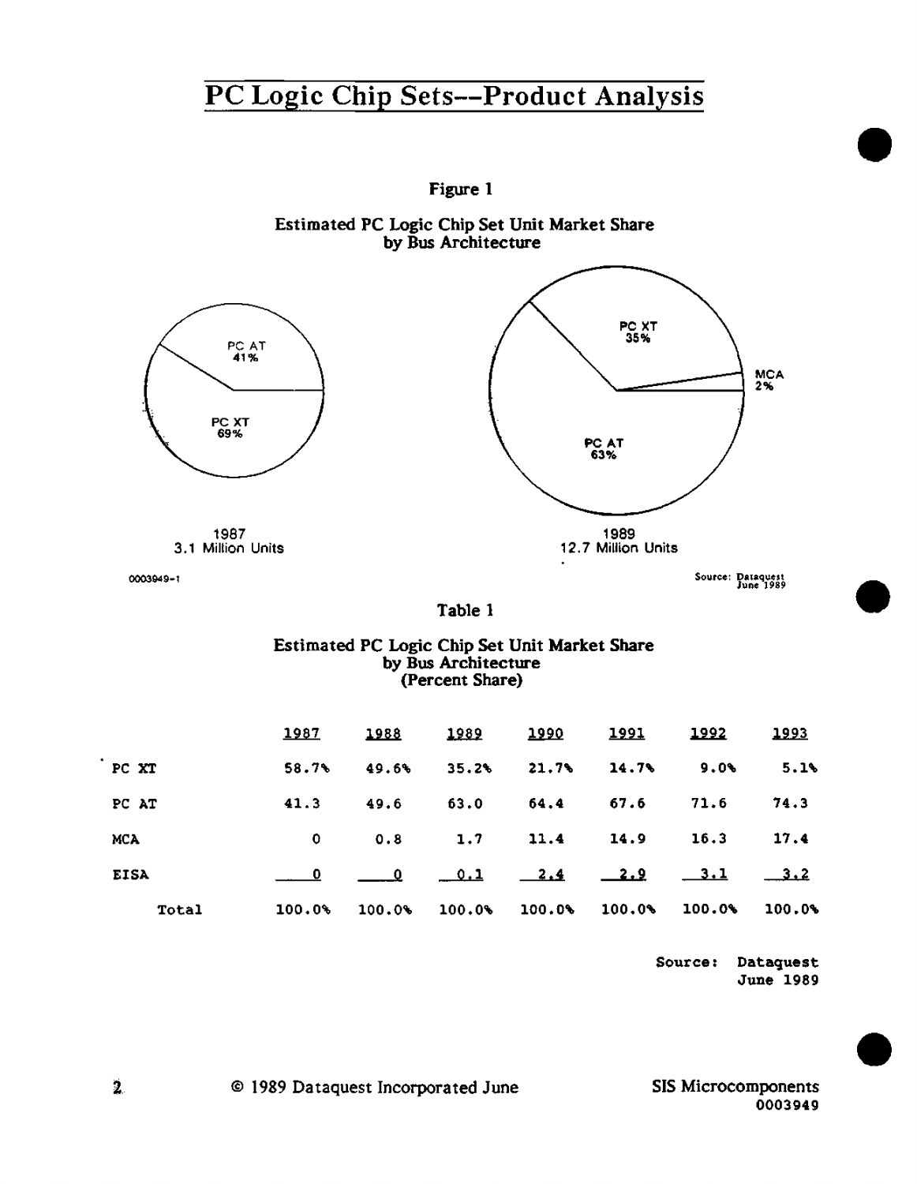# PC Logic Chip Sets--Product Analysis

Figure 1

Estimated PC Logic Chip Set Unit Market Share by Bus Architecture

1987: PC AT 41%, PC XT 69% — 3.1 Million Units

1989: PC XT 35%, MCA 2%, PC AT 63% — 12.7 Million Units

0003949-1

Source: Dataquest June 1989

Table 1

Estimated PC Logic Chip Set Unit Market Share by Bus Architecture (Percent Share)

| | 1987 | 1988 | 1989 | 1990 | 1991 | 1992 | 1993 |
|---|---|---|---|---|---|---|---|
| PC XT | 58.7% | 49.6% | 35.2% | 21.7% | 14.7% | 9.0% | 5.1% |
| PC AT | 41.3 | 49.6 | 63.0 | 64.4 | 67.6 | 71.6 | 74.3 |
| MCA | 0 | 0.8 | 1.7 | 11.4 | 14.9 | 16.3 | 17.4 |
| EISA | 0 | 0 | 0.1 | 2.4 | 2.9 | 3.1 | 3.2 |
| Total | 100.0% | 100.0% | 100.0% | 100.0% | 100.0% | 100.0% | 100.0% |

Source: Dataquest June 1989

© 1989 Dataquest Incorporated June

SIS Microcomponents 0003949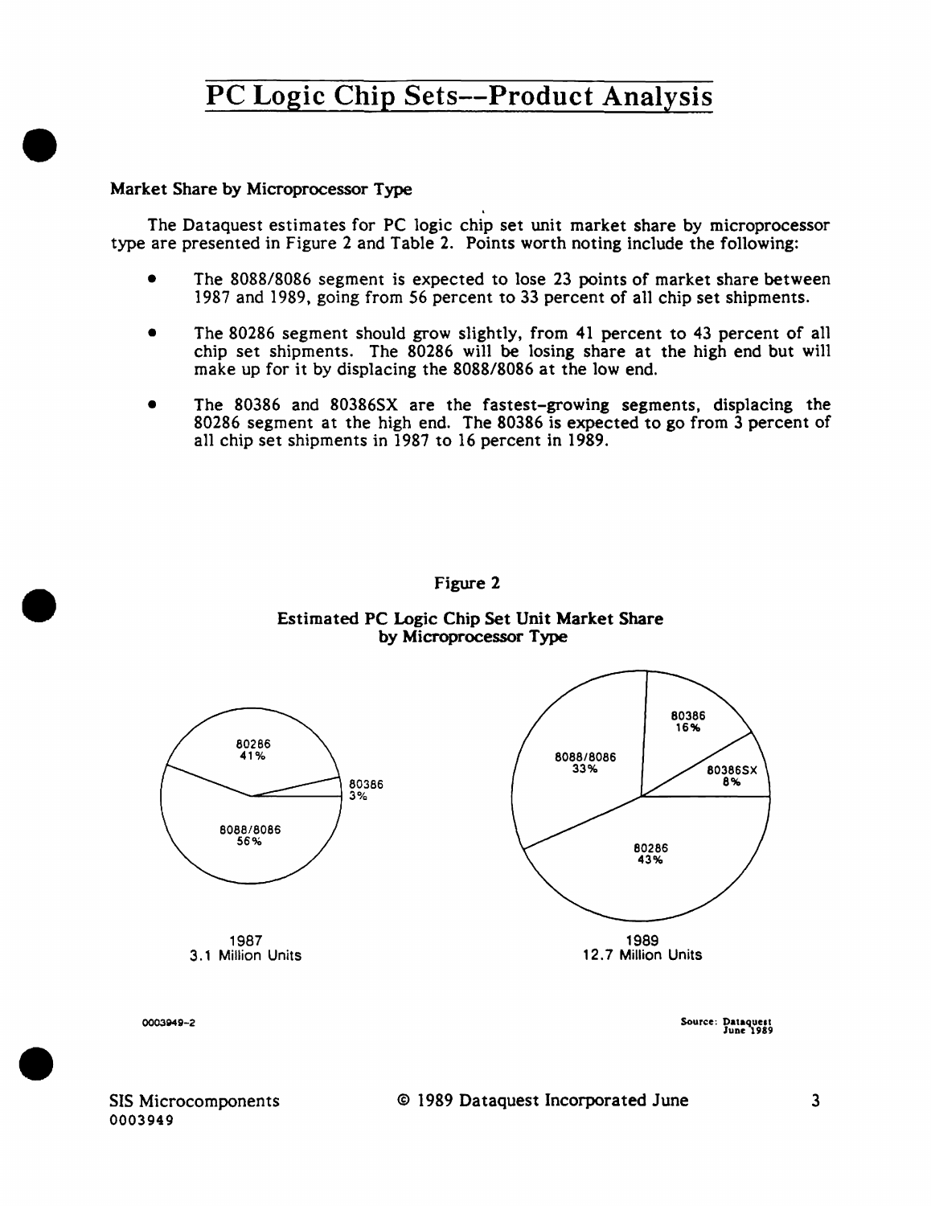# PC Logic Chip Sets--Product Analysis

### Market Share by Microprocessor Type

The Dataquest estimates for PC logic chip set unit market share by microprocessor type are presented in Figure 2 and Table 2. Points worth noting include the following:

- The 8088/8086 segment is expected to lose 23 points of market share between 1987 and 1989, going from 56 percent to 33 percent of all chip set shipments.
- The 80286 segment should grow slightly, from 41 percent to 43 percent of all chip set shipments. The 80286 will be losing share at the high end but will make up for it by displacing the 8088/8086 at the low end.
- The 80386 and 80386SX are the fastest-growing segments, displacing the 80286 segment at the high end. The 80386 is expected to go from 3 percent of all chip set shipments in 1987 to 16 percent in 1989.

Figure 2

Estimated PC Logic Chip Set Unit Market Share by Microprocessor Type

| 1987 (3.1 Million Units) | |
|---|---|
| 80286 | 41% |
| 80386 | 3% |
| 8088/8086 | 56% |

| 1989 (12.7 Million Units) | |
|---|---|
| 80386 | 16% |
| 80386SX | 8% |
| 80286 | 43% |
| 8088/8086 | 33% |

0003949-2

Source: Dataquest June 1989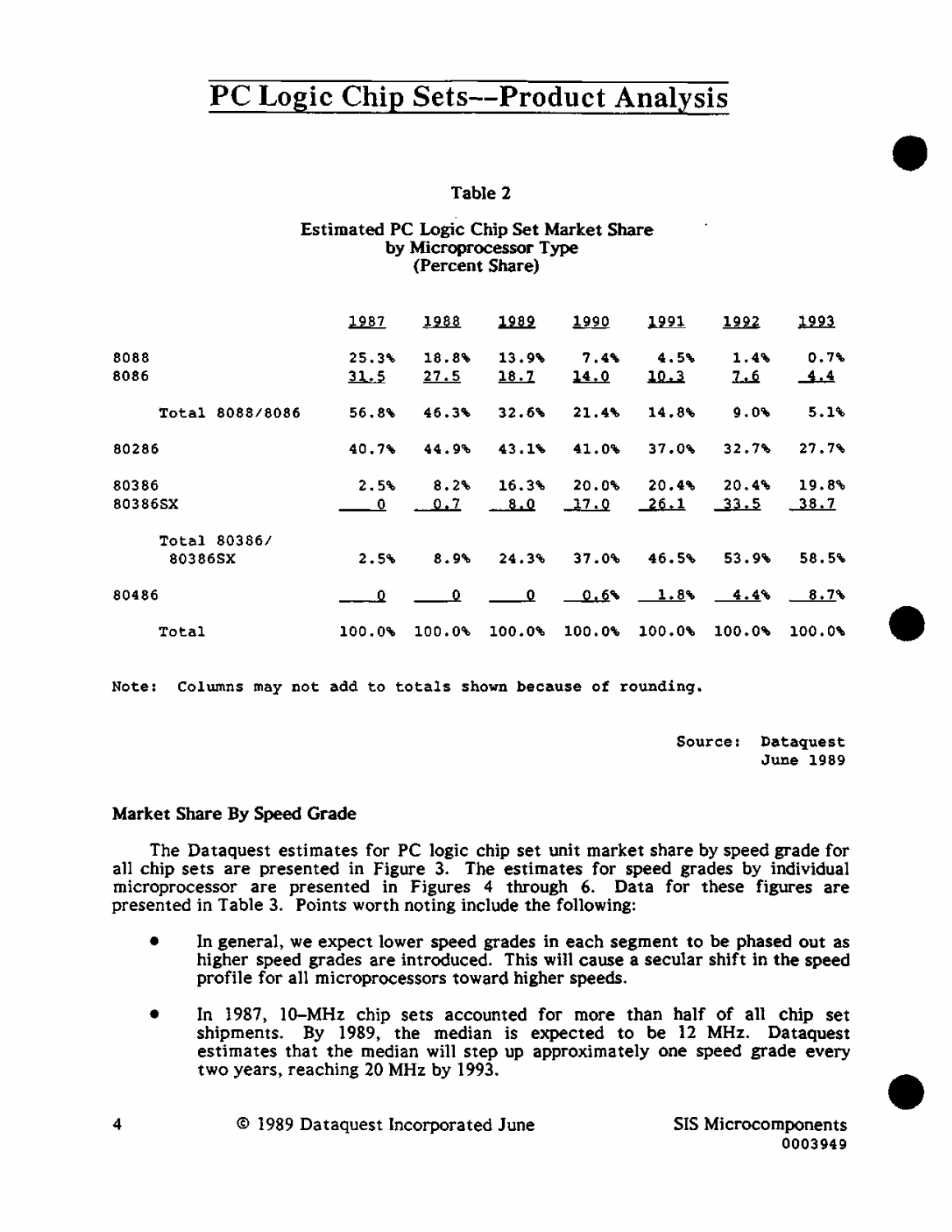# PC Logic Chip Sets--Product Analysis

Table 2

Estimated PC Logic Chip Set Market Share
by Microprocessor Type
(Percent Share)

| | 1987 | 1988 | 1989 | 1990 | 1991 | 1992 | 1993 |
|---|---|---|---|---|---|---|---|
| 8088 | 25.3% | 18.8% | 13.9% | 7.4% | 4.5% | 1.4% | 0.7% |
| 8086 | 31.5 | 27.5 | 18.7 | 14.0 | 10.3 | 7.6 | 4.4 |
| Total 8088/8086 | 56.8% | 46.3% | 32.6% | 21.4% | 14.8% | 9.0% | 5.1% |
| 80286 | 40.7% | 44.9% | 43.1% | 41.0% | 37.0% | 32.7% | 27.7% |
| 80386 | 2.5% | 8.2% | 16.3% | 20.0% | 20.4% | 20.4% | 19.8% |
| 80386SX | 0 | 0.7 | 8.0 | 17.0 | 26.1 | 33.5 | 38.7 |
| Total 80386/ 80386SX | 2.5% | 8.9% | 24.3% | 37.0% | 46.5% | 53.9% | 58.5% |
| 80486 | 0 | 0 | 0 | 0.6% | 1.8% | 4.4% | 8.7% |
| Total | 100.0% | 100.0% | 100.0% | 100.0% | 100.0% | 100.0% | 100.0% |

Note: Columns may not add to totals shown because of rounding.

Source: Dataquest
June 1989

### Market Share By Speed Grade

The Dataquest estimates for PC logic chip set unit market share by speed grade for all chip sets are presented in Figure 3. The estimates for speed grades by individual microprocessor are presented in Figures 4 through 6. Data for these figures are presented in Table 3. Points worth noting include the following:

- In general, we expect lower speed grades in each segment to be phased out as higher speed grades are introduced. This will cause a secular shift in the speed profile for all microprocessors toward higher speeds.

- In 1987, 10-MHz chip sets accounted for more than half of all chip set shipments. By 1989, the median is expected to be 12 MHz. Dataquest estimates that the median will step up approximately one speed grade every two years, reaching 20 MHz by 1993.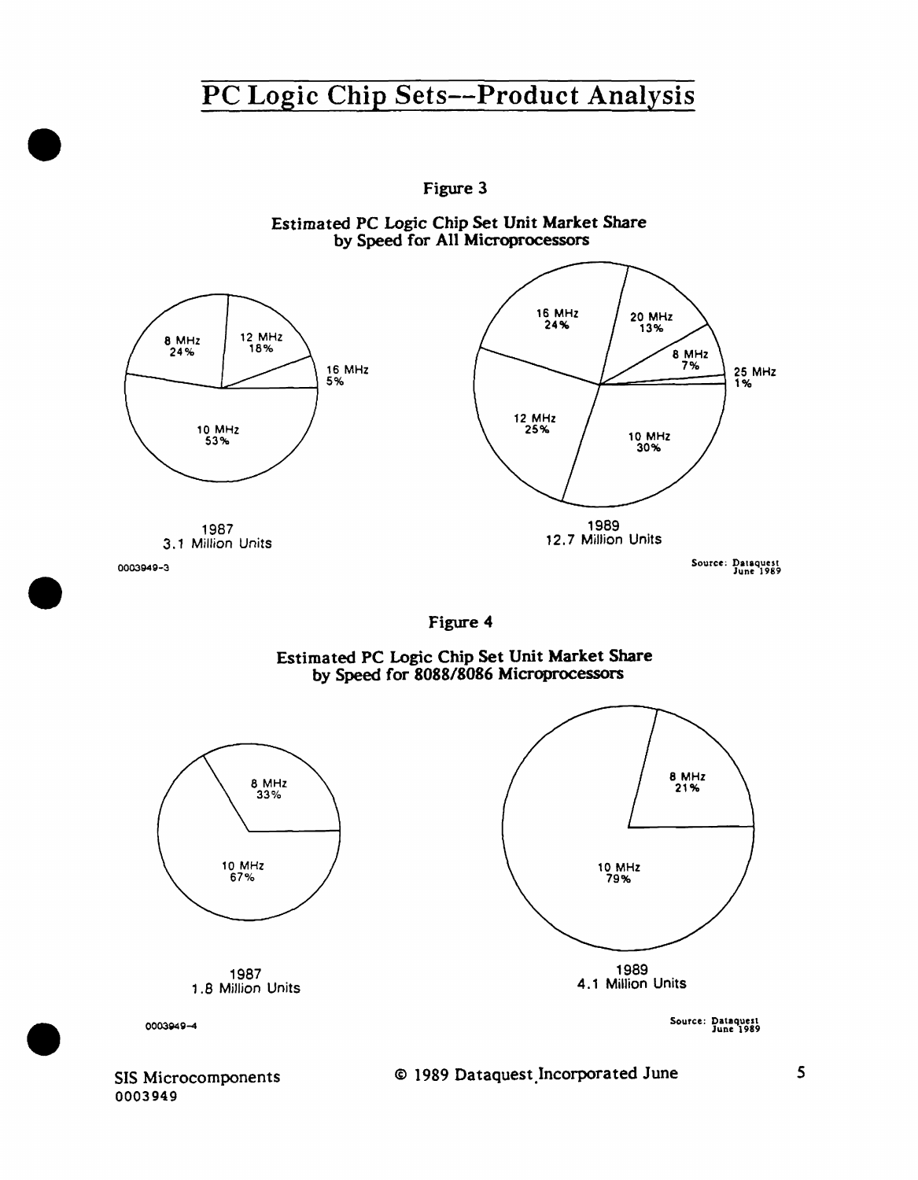## Figure 3

**Estimated PC Logic Chip Set Unit Market Share by Speed for All Microprocessors**

| Speed | 1987 (3.1 Million Units) | 1989 (12.7 Million Units) |
|---|---|---|
| 8 MHz | 24% | 7% |
| 10 MHz | 53% | 30% |
| 12 MHz | 18% | 25% |
| 16 MHz | 5% | 24% |
| 20 MHz | | 13% |
| 25 MHz | | 1% |

0003949-3

Source: Dataquest June 1989

## Figure 4

**Estimated PC Logic Chip Set Unit Market Share by Speed for 8088/8086 Microprocessors**

| Speed | 1987 (1.8 Million Units) | 1989 (4.1 Million Units) |
|---|---|---|
| 8 MHz | 33% | 21% |
| 10 MHz | 67% | 79% |

0003949-4

Source: Dataquest June 1989

SIS Microcomponents
0003949

© 1989 Dataquest Incorporated June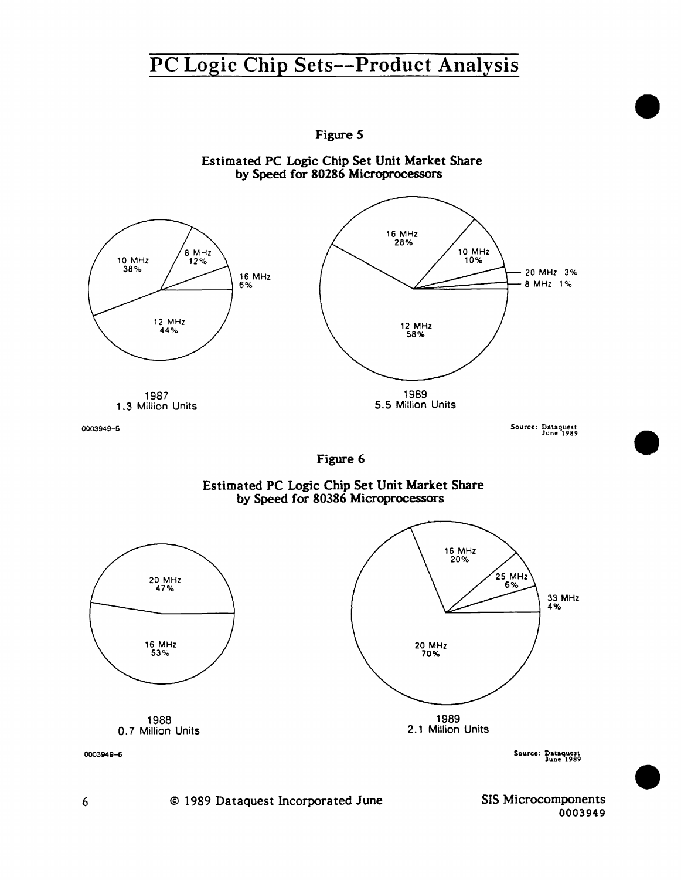## Figure 5

### Estimated PC Logic Chip Set Unit Market Share by Speed for 80286 Microprocessors

**1987 — 1.3 Million Units**

| Speed | Share |
|---|---|
| 12 MHz | 44% |
| 10 MHz | 38% |
| 8 MHz | 12% |
| 16 MHz | 6% |

**1989 — 5.5 Million Units**

| Speed | Share |
|---|---|
| 12 MHz | 58% |
| 16 MHz | 28% |
| 10 MHz | 10% |
| 20 MHz | 3% |
| 8 MHz | 1% |

0003949-5

Source: Dataquest June 1989

## Figure 6

### Estimated PC Logic Chip Set Unit Market Share by Speed for 80386 Microprocessors

**1988 — 0.7 Million Units**

| Speed | Share |
|---|---|
| 16 MHz | 53% |
| 20 MHz | 47% |

**1989 — 2.1 Million Units**

| Speed | Share |
|---|---|
| 20 MHz | 70% |
| 16 MHz | 20% |
| 25 MHz | 6% |
| 33 MHz | 4% |

0003949-6

Source: Dataquest June 1989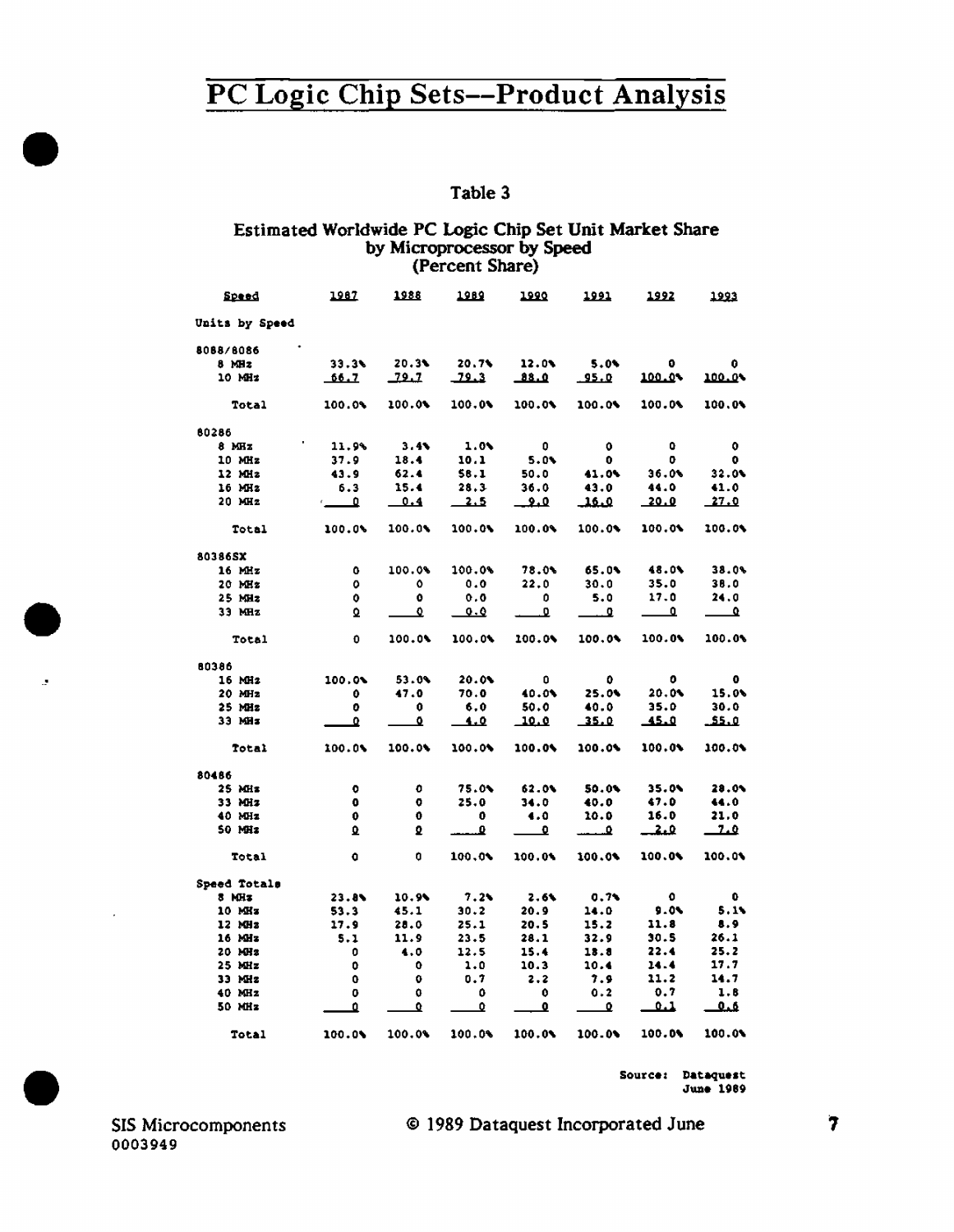# PC Logic Chip Sets--Product Analysis

## Table 3

### Estimated Worldwide PC Logic Chip Set Unit Market Share by Microprocessor by Speed (Percent Share)

| Speed | 1987 | 1988 | 1989 | 1990 | 1991 | 1992 | 1993 |
|---|---|---|---|---|---|---|---|
| Units by Speed | | | | | | | |
| **8088/8086** | | | | | | | |
| 8 MHz | 33.3% | 20.3% | 20.7% | 12.0% | 5.0% | 0 | 0 |
| 10 MHz | 66.7 | 79.7 | 79.3 | 88.0 | 95.0 | 100.0% | 100.0% |
| Total | 100.0% | 100.0% | 100.0% | 100.0% | 100.0% | 100.0% | 100.0% |
| **80286** | | | | | | | |
| 8 MHz | 11.9% | 3.4% | 1.0% | 0 | 0 | 0 | 0 |
| 10 MHz | 37.9 | 18.4 | 10.1 | 5.0% | 0 | 0 | 0 |
| 12 MHz | 43.9 | 62.4 | 58.1 | 50.0 | 41.0% | 36.0% | 32.0% |
| 16 MHz | 6.3 | 15.4 | 28.3 | 36.0 | 43.0 | 44.0 | 41.0 |
| 20 MHz | 0 | 0.4 | 2.5 | 9.0 | 16.0 | 20.0 | 27.0 |
| Total | 100.0% | 100.0% | 100.0% | 100.0% | 100.0% | 100.0% | 100.0% |
| **80386SX** | | | | | | | |
| 16 MHz | 0 | 100.0% | 100.0% | 78.0% | 65.0% | 48.0% | 38.0% |
| 20 MHz | 0 | 0 | 0.0 | 22.0 | 30.0 | 35.0 | 38.0 |
| 25 MHz | 0 | 0 | 0.0 | 0 | 5.0 | 17.0 | 24.0 |
| 33 MHz | 0 | 0 | 0.0 | 0 | 0 | 0 | 0 |
| Total | 0 | 100.0% | 100.0% | 100.0% | 100.0% | 100.0% | 100.0% |
| **80386** | | | | | | | |
| 16 MHz | 100.0% | 53.0% | 20.0% | 0 | 0 | 0 | 0 |
| 20 MHz | 0 | 47.0 | 70.0 | 40.0% | 25.0% | 20.0% | 15.0% |
| 25 MHz | 0 | 0 | 6.0 | 50.0 | 40.0 | 35.0 | 30.0 |
| 33 MHz | 0 | 0 | 4.0 | 10.0 | 35.0 | 45.0 | 55.0 |
| Total | 100.0% | 100.0% | 100.0% | 100.0% | 100.0% | 100.0% | 100.0% |
| **80486** | | | | | | | |
| 25 MHz | 0 | 0 | 75.0% | 62.0% | 50.0% | 35.0% | 28.0% |
| 33 MHz | 0 | 0 | 25.0 | 34.0 | 40.0 | 47.0 | 44.0 |
| 40 MHz | 0 | 0 | 0 | 4.0 | 10.0 | 16.0 | 21.0 |
| 50 MHz | 0 | 0 | 0 | 0 | 0 | 2.0 | 7.0 |
| Total | 0 | 0 | 100.0% | 100.0% | 100.0% | 100.0% | 100.0% |
| **Speed Totals** | | | | | | | |
| 8 MHz | 23.8% | 10.9% | 7.2% | 2.6% | 0.7% | 0 | 0 |
| 10 MHz | 53.3 | 45.1 | 30.2 | 20.9 | 14.0 | 9.0% | 5.1% |
| 12 MHz | 17.9 | 28.0 | 25.1 | 20.5 | 15.2 | 11.8 | 8.9 |
| 16 MHz | 5.1 | 11.9 | 23.5 | 28.1 | 32.9 | 30.5 | 26.1 |
| 20 MHz | 0 | 4.0 | 12.5 | 15.4 | 18.8 | 22.4 | 25.2 |
| 25 MHz | 0 | 0 | 1.0 | 10.3 | 10.4 | 14.4 | 17.7 |
| 33 MHz | 0 | 0 | 0.7 | 2.2 | 7.9 | 11.2 | 14.7 |
| 40 MHz | 0 | 0 | 0 | 0 | 0.2 | 0.7 | 1.8 |
| 50 MHz | 0 | 0 | 0 | 0 | 0 | 0.1 | 0.6 |
| Total | 100.0% | 100.0% | 100.0% | 100.0% | 100.0% | 100.0% | 100.0% |

Source: Dataquest
June 1989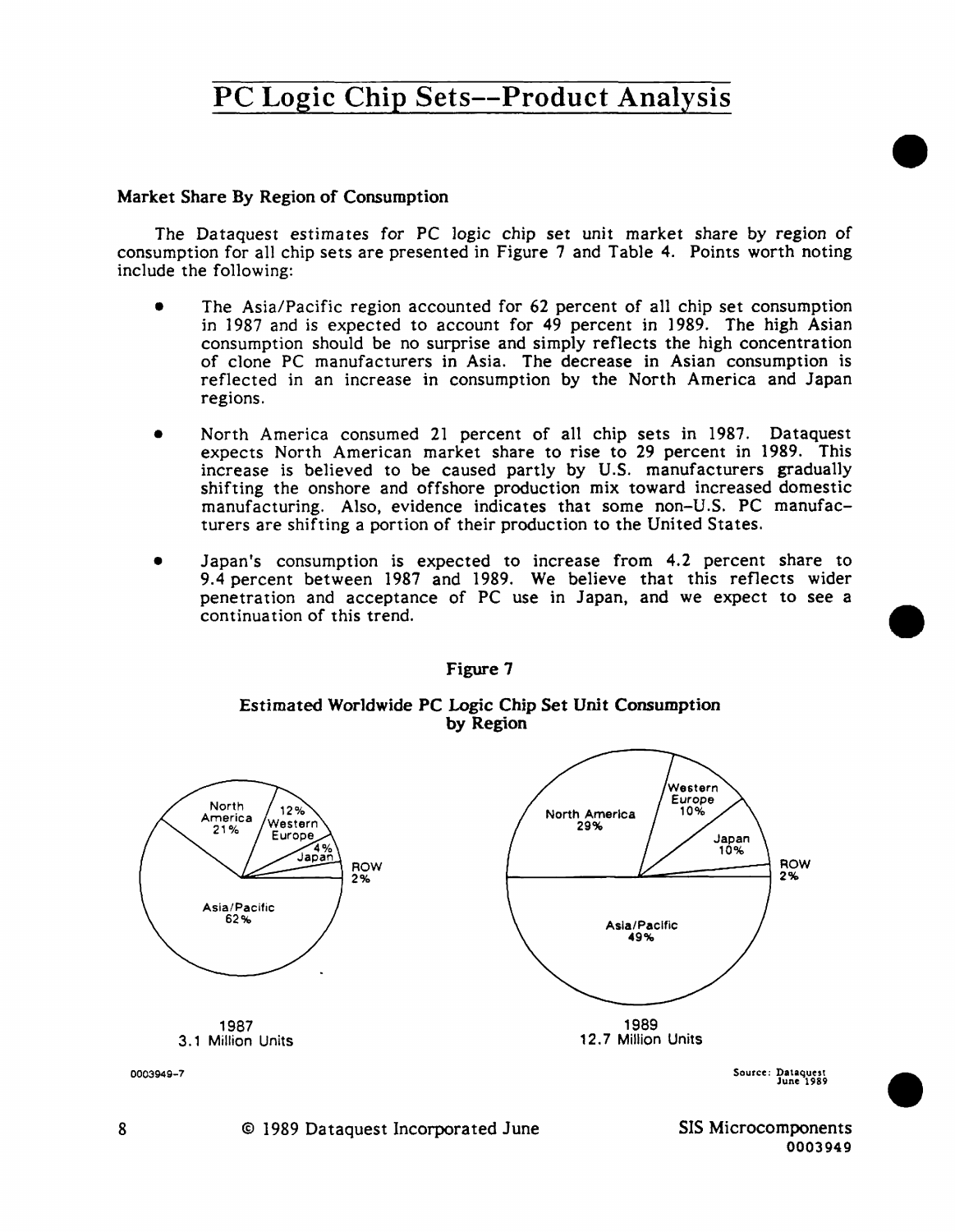# PC Logic Chip Sets--Product Analysis

### Market Share By Region of Consumption

The Dataquest estimates for PC logic chip set unit market share by region of consumption for all chip sets are presented in Figure 7 and Table 4. Points worth noting include the following:

- The Asia/Pacific region accounted for 62 percent of all chip set consumption in 1987 and is expected to account for 49 percent in 1989. The high Asian consumption should be no surprise and simply reflects the high concentration of clone PC manufacturers in Asia. The decrease in Asian consumption is reflected in an increase in consumption by the North America and Japan regions.

- North America consumed 21 percent of all chip sets in 1987. Dataquest expects North American market share to rise to 29 percent in 1989. This increase is believed to be caused partly by U.S. manufacturers gradually shifting the onshore and offshore production mix toward increased domestic manufacturing. Also, evidence indicates that some non-U.S. PC manufacturers are shifting a portion of their production to the United States.

- Japan's consumption is expected to increase from 4.2 percent share to 9.4 percent between 1987 and 1989. We believe that this reflects wider penetration and acceptance of PC use in Japan, and we expect to see a continuation of this trend.

**Figure 7**

**Estimated Worldwide PC Logic Chip Set Unit Consumption by Region**

1987 (3.1 Million Units): North America 21%; Western Europe 12%; Japan 4%; ROW 2%; Asia/Pacific 62%

1989 (12.7 Million Units): North America 29%; Western Europe 10%; Japan 10%; ROW 2%; Asia/Pacific 49%

0003949-7

Source: Dataquest June 1989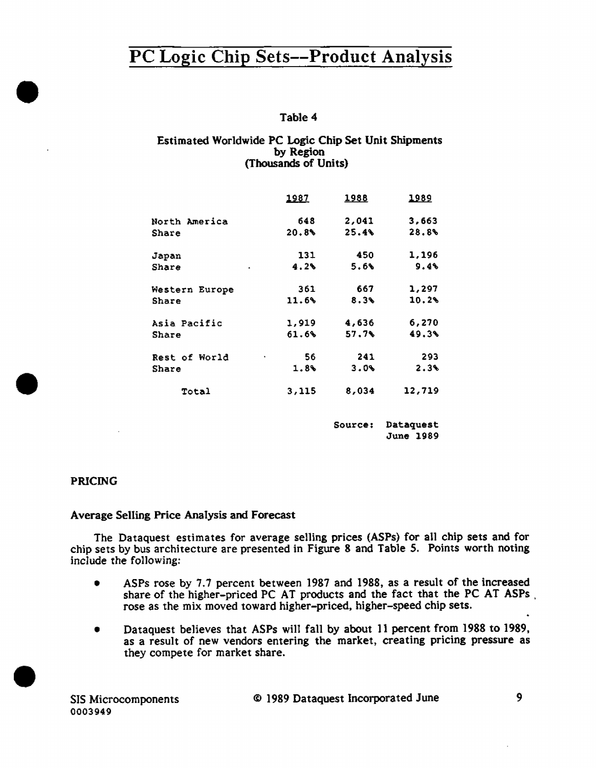## Table 4

### Estimated Worldwide PC Logic Chip Set Unit Shipments by Region (Thousands of Units)

| | 1987 | 1988 | 1989 |
|---|---|---|---|
| North America | 648 | 2,041 | 3,663 |
| Share | 20.8% | 25.4% | 28.8% |
| Japan | 131 | 450 | 1,196 |
| Share | 4.2% | 5.6% | 9.4% |
| Western Europe | 361 | 667 | 1,297 |
| Share | 11.6% | 8.3% | 10.2% |
| Asia Pacific | 1,919 | 4,636 | 6,270 |
| Share | 61.6% | 57.7% | 49.3% |
| Rest of World | 56 | 241 | 293 |
| Share | 1.8% | 3.0% | 2.3% |
| Total | 3,115 | 8,034 | 12,719 |

Source: Dataquest June 1989

## PRICING

### Average Selling Price Analysis and Forecast

The Dataquest estimates for average selling prices (ASPs) for all chip sets and for chip sets by bus architecture are presented in Figure 8 and Table 5. Points worth noting include the following:

- ASPs rose by 7.7 percent between 1987 and 1988, as a result of the increased share of the higher-priced PC AT products and the fact that the PC AT ASPs rose as the mix moved toward higher-priced, higher-speed chip sets.
- Dataquest believes that ASPs will fall by about 11 percent from 1988 to 1989, as a result of new vendors entering the market, creating pricing pressure as they compete for market share.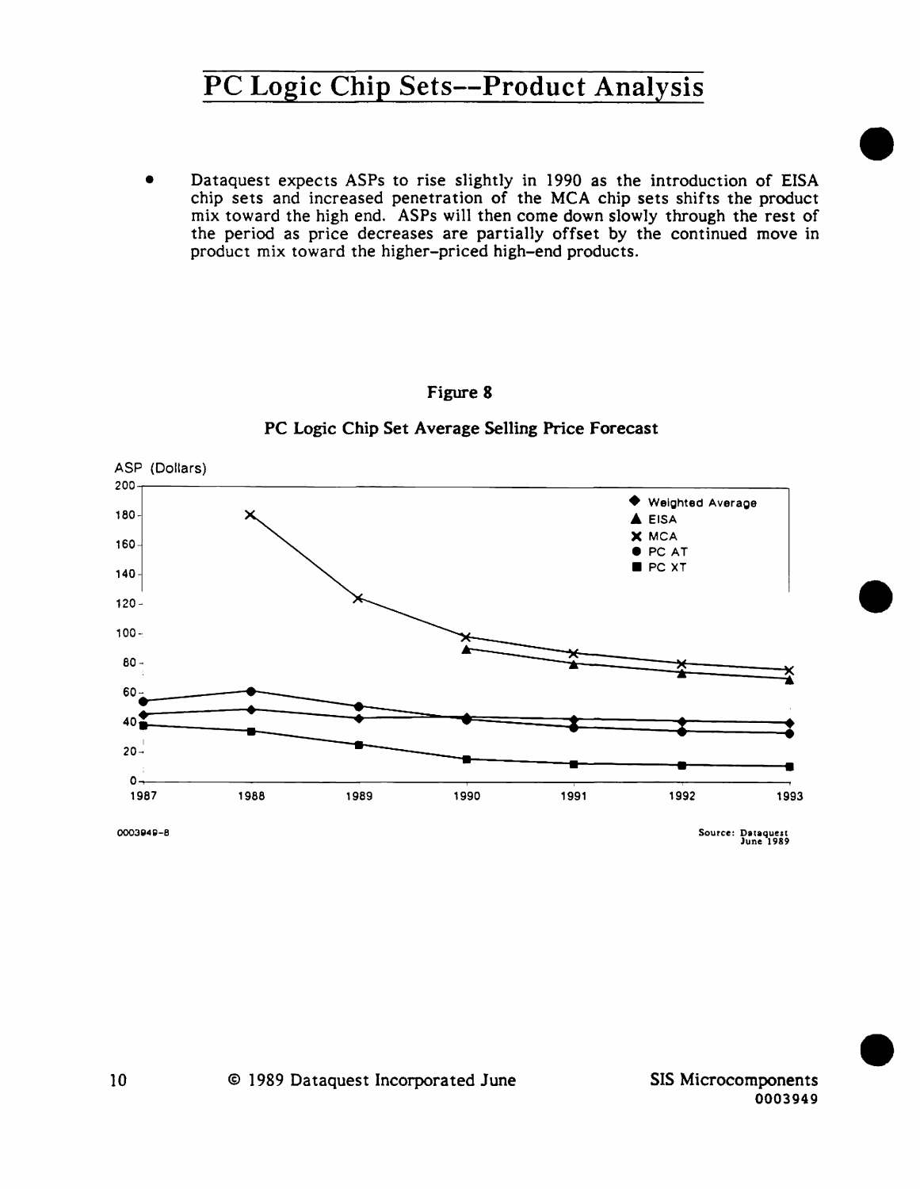# PC Logic Chip Sets--Product Analysis

- Dataquest expects ASPs to rise slightly in 1990 as the introduction of EISA chip sets and increased penetration of the MCA chip sets shifts the product mix toward the high end. ASPs will then come down slowly through the rest of the period as price decreases are partially offset by the continued move in product mix toward the higher-priced high-end products.

**Figure 8**

**PC Logic Chip Set Average Selling Price Forecast**

0003949-8

Source: Dataquest June 1989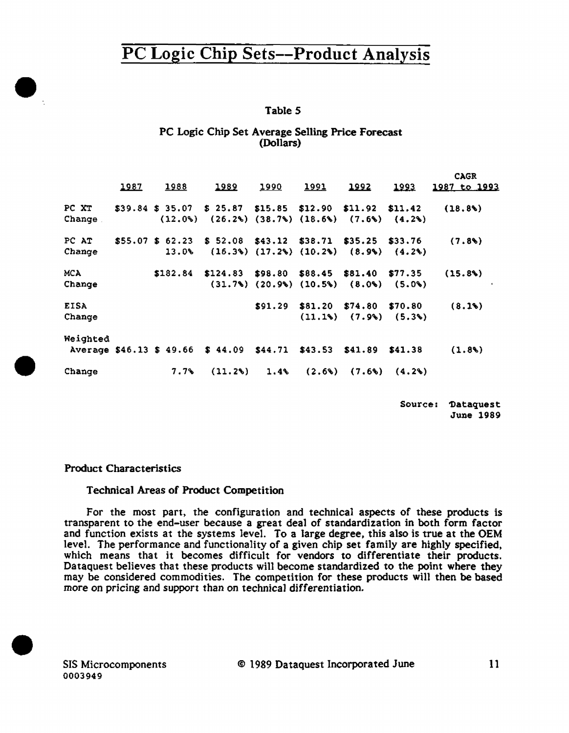# PC Logic Chip Sets--Product Analysis

Table 5

PC Logic Chip Set Average Selling Price Forecast (Dollars)

| | 1987 | 1988 | 1989 | 1990 | 1991 | 1992 | 1993 | CAGR 1987 to 1993 |
|---|---|---|---|---|---|---|---|---|
| PC XT | $39.84 | $ 35.07 | $ 25.87 | $15.85 | $12.90 | $11.92 | $11.42 | (18.8%) |
| Change | | (12.0%) | (26.2%) | (38.7%) | (18.6%) | (7.6%) | (4.2%) | |
| PC AT | $55.07 | $ 62.23 | $ 52.08 | $43.12 | $38.71 | $35.25 | $33.76 | (7.8%) |
| Change | | 13.0% | (16.3%) | (17.2%) | (10.2%) | (8.9%) | (4.2%) | |
| MCA | | $182.84 | $124.83 | $98.80 | $88.45 | $81.40 | $77.35 | (15.8%) |
| Change | | | (31.7%) | (20.9%) | (10.5%) | (8.0%) | (5.0%) | |
| EISA | | | | $91.29 | $81.20 | $74.80 | $70.80 | (8.1%) |
| Change | | | | | (11.1%) | (7.9%) | (5.3%) | |
| Weighted Average | $46.13 | $ 49.66 | $ 44.09 | $44.71 | $43.53 | $41.89 | $41.38 | (1.8%) |
| Change | | 7.7% | (11.2%) | 1.4% | (2.6%) | (7.6%) | (4.2%) | |

Source: Dataquest June 1989

## Product Characteristics

### Technical Areas of Product Competition

For the most part, the configuration and technical aspects of these products is transparent to the end-user because a great deal of standardization in both form factor and function exists at the systems level. To a large degree, this also is true at the OEM level. The performance and functionality of a given chip set family are highly specified, which means that it becomes difficult for vendors to differentiate their products. Dataquest believes that these products will become standardized to the point where they may be considered commodities. The competition for these products will then be based more on pricing and support than on technical differentiation.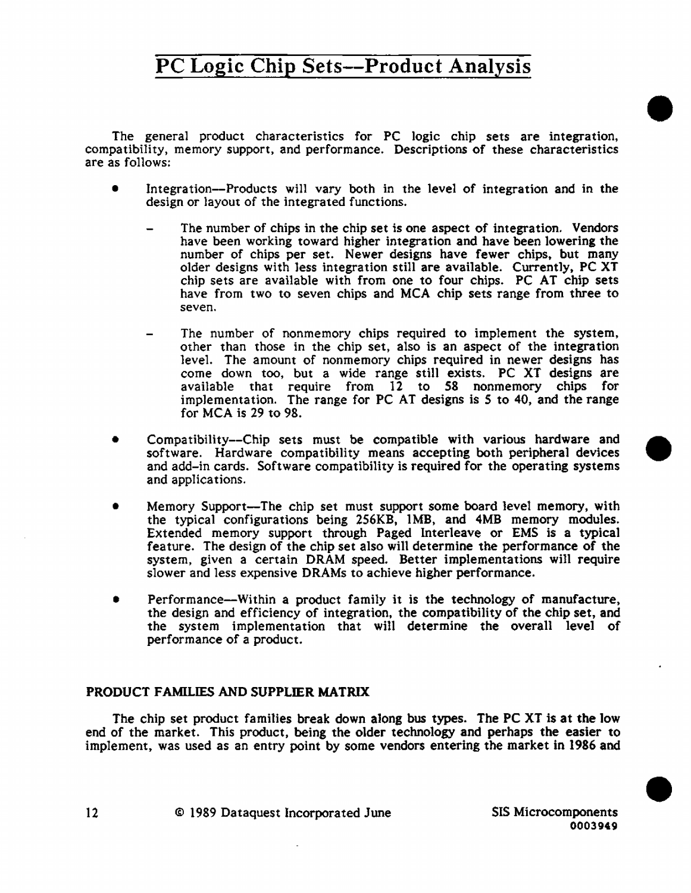# PC Logic Chip Sets--Product Analysis

The general product characteristics for PC logic chip sets are integration, compatibility, memory support, and performance. Descriptions of these characteristics are as follows:

- Integration--Products will vary both in the level of integration and in the design or layout of the integrated functions.
  - The number of chips in the chip set is one aspect of integration. Vendors have been working toward higher integration and have been lowering the number of chips per set. Newer designs have fewer chips, but many older designs with less integration still are available. Currently, PC XT chip sets are available with from one to four chips. PC AT chip sets have from two to seven chips and MCA chip sets range from three to seven.
  - The number of nonmemory chips required to implement the system, other than those in the chip set, also is an aspect of the integration level. The amount of nonmemory chips required in newer designs has come down too, but a wide range still exists. PC XT designs are available that require from 12 to 58 nonmemory chips for implementation. The range for PC AT designs is 5 to 40, and the range for MCA is 29 to 98.
- Compatibility--Chip sets must be compatible with various hardware and software. Hardware compatibility means accepting both peripheral devices and add-in cards. Software compatibility is required for the operating systems and applications.
- Memory Support—The chip set must support some board level memory, with the typical configurations being 256KB, 1MB, and 4MB memory modules. Extended memory support through Paged Interleave or EMS is a typical feature. The design of the chip set also will determine the performance of the system, given a certain DRAM speed. Better implementations will require slower and less expensive DRAMs to achieve higher performance.
- Performance—Within a product family it is the technology of manufacture, the design and efficiency of integration, the compatibility of the chip set, and the system implementation that will determine the overall level of performance of a product.

### PRODUCT FAMILIES AND SUPPLIER MATRIX

The chip set product families break down along bus types. The PC XT is at the low end of the market. This product, being the older technology and perhaps the easier to implement, was used as an entry point by some vendors entering the market in 1986 and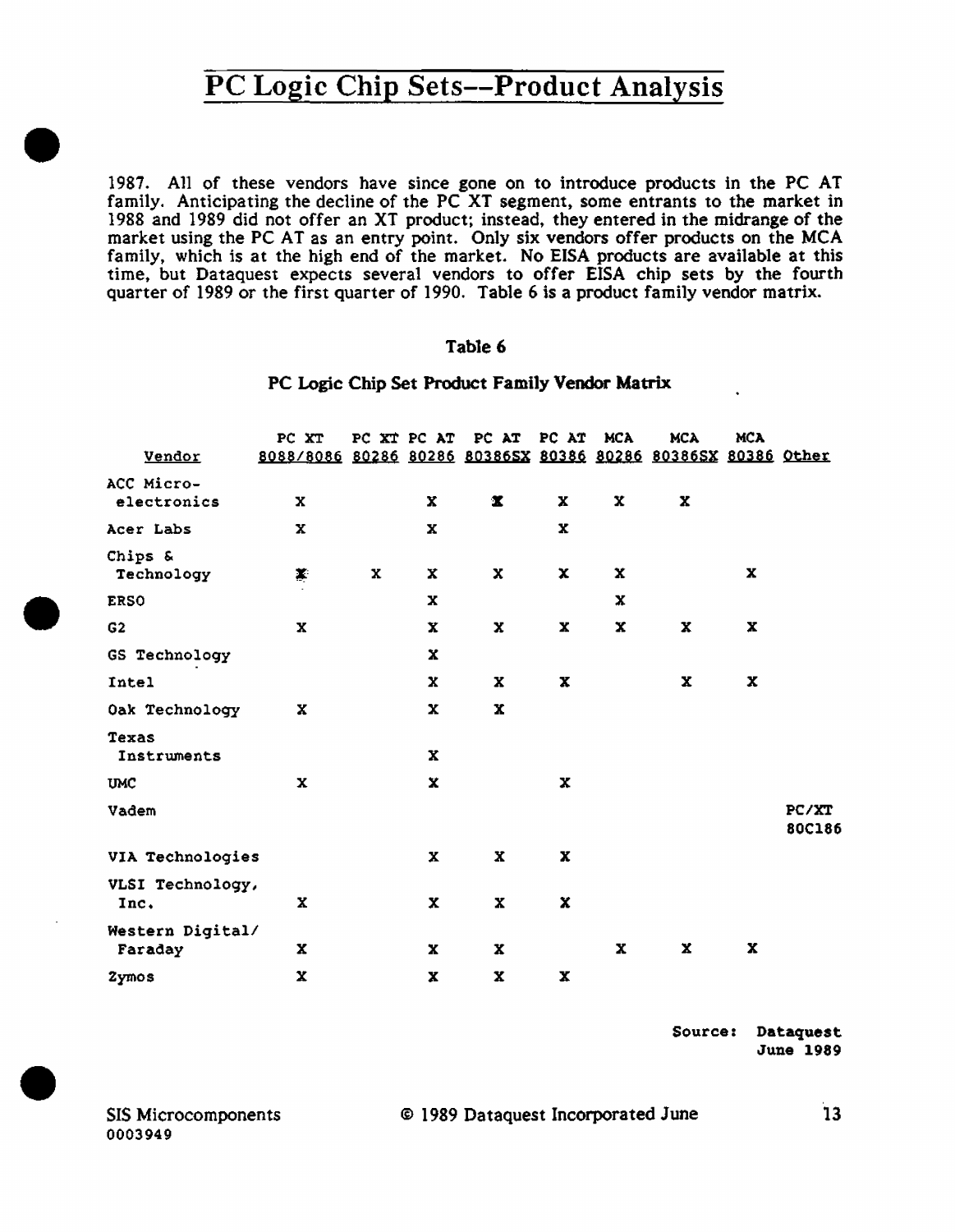1987. All of these vendors have since gone on to introduce products in the PC AT family. Anticipating the decline of the PC XT segment, some entrants to the market in 1988 and 1989 did not offer an XT product; instead, they entered in the midrange of the market using the PC AT as an entry point. Only six vendors offer products on the MCA family, which is at the high end of the market. No EISA products are available at this time, but Dataquest expects several vendors to offer EISA chip sets by the fourth quarter of 1989 or the first quarter of 1990. Table 6 is a product family vendor matrix.

**Table 6**

**PC Logic Chip Set Product Family Vendor Matrix**

| Vendor | PC XT 8088/8086 | PC XT 80286 | PC AT 80286 | PC AT 80386SX | PC AT 80386 | MCA 80286 | MCA 80386SX | MCA 80386 | Other |
|---|---|---|---|---|---|---|---|---|---|
| ACC Micro-electronics | X | | X | X | X | X | X | | |
| Acer Labs | X | | X | | X | | | | |
| Chips & Technology | X | X | X | X | X | X | | X | |
| ERSO | | | X | | | X | | | |
| G2 | X | | X | X | X | X | X | X | |
| GS Technology | | | X | | | | | | |
| Intel | | | X | X | X | | X | X | |
| Oak Technology | X | | X | X | | | | | |
| Texas Instruments | | | X | | | | | | |
| UMC | X | | X | | X | | | | |
| Vadem | | | | | | | | | PC/XT 80C186 |
| VIA Technologies | | | X | X | X | | | | |
| VLSI Technology, Inc. | X | | X | X | X | | | | |
| Western Digital/ Faraday | X | | X | X | | X | X | X | |
| Zymos | X | | X | X | X | | | | |

Source: Dataquest June 1989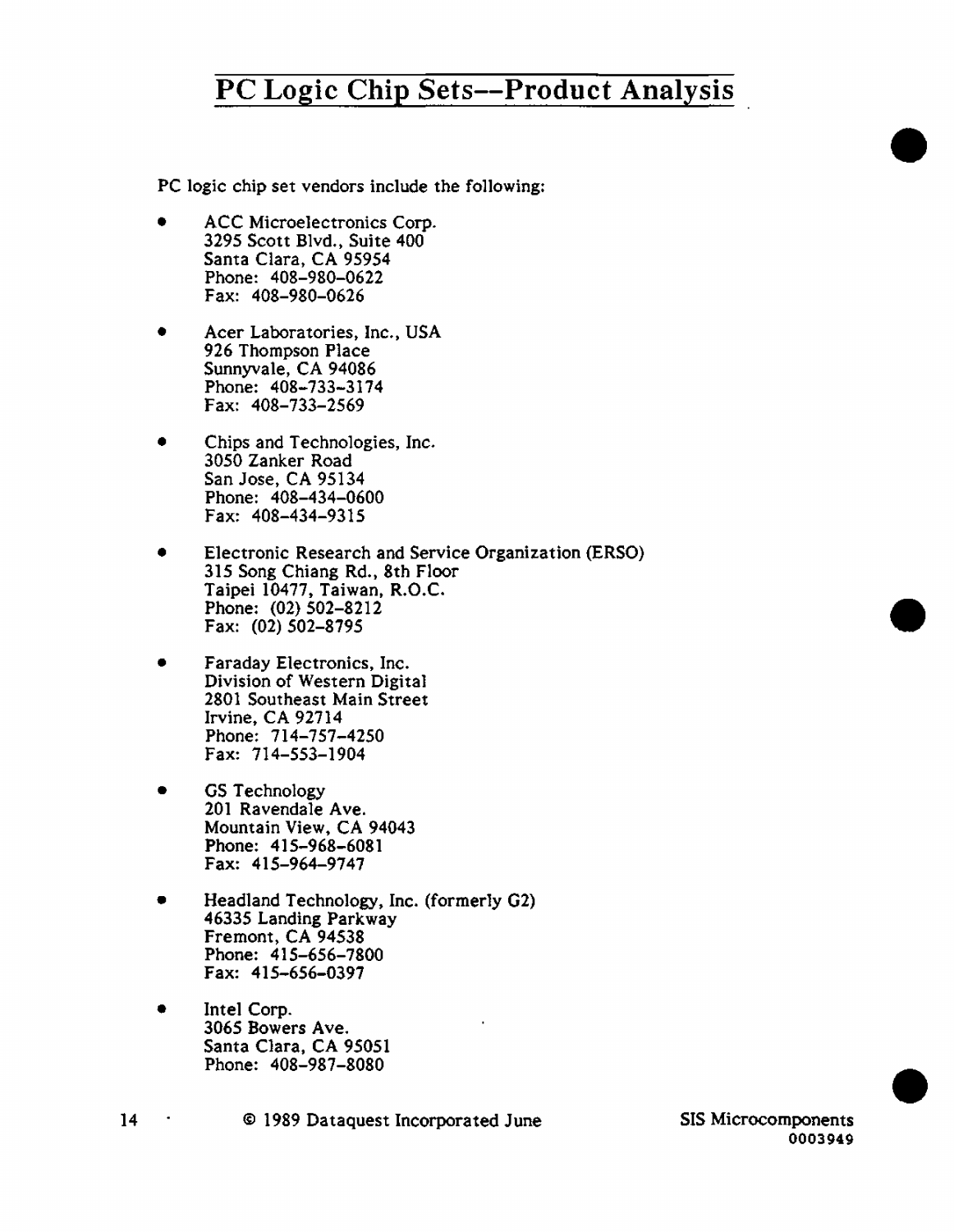PC logic chip set vendors include the following:

- ACC Microelectronics Corp.
  3295 Scott Blvd., Suite 400
  Santa Clara, CA 95954
  Phone: 408-980-0622
  Fax: 408-980-0626

- Acer Laboratories, Inc., USA
  926 Thompson Place
  Sunnyvale, CA 94086
  Phone: 408-733-3174
  Fax: 408-733-2569

- Chips and Technologies, Inc.
  3050 Zanker Road
  San Jose, CA 95134
  Phone: 408-434-0600
  Fax: 408-434-9315

- Electronic Research and Service Organization (ERSO)
  315 Song Chiang Rd., 8th Floor
  Taipei 10477, Taiwan, R.O.C.
  Phone: (02) 502-8212
  Fax: (02) 502-8795

- Faraday Electronics, Inc.
  Division of Western Digital
  2801 Southeast Main Street
  Irvine, CA 92714
  Phone: 714-757-4250
  Fax: 714-553-1904

- GS Technology
  201 Ravendale Ave.
  Mountain View, CA 94043
  Phone: 415-968-6081
  Fax: 415-964-9747

- Headland Technology, Inc. (formerly G2)
  46335 Landing Parkway
  Fremont, CA 94538
  Phone: 415-656-7800
  Fax: 415-656-0397

- Intel Corp.
  3065 Bowers Ave.
  Santa Clara, CA 95051
  Phone: 408-987-8080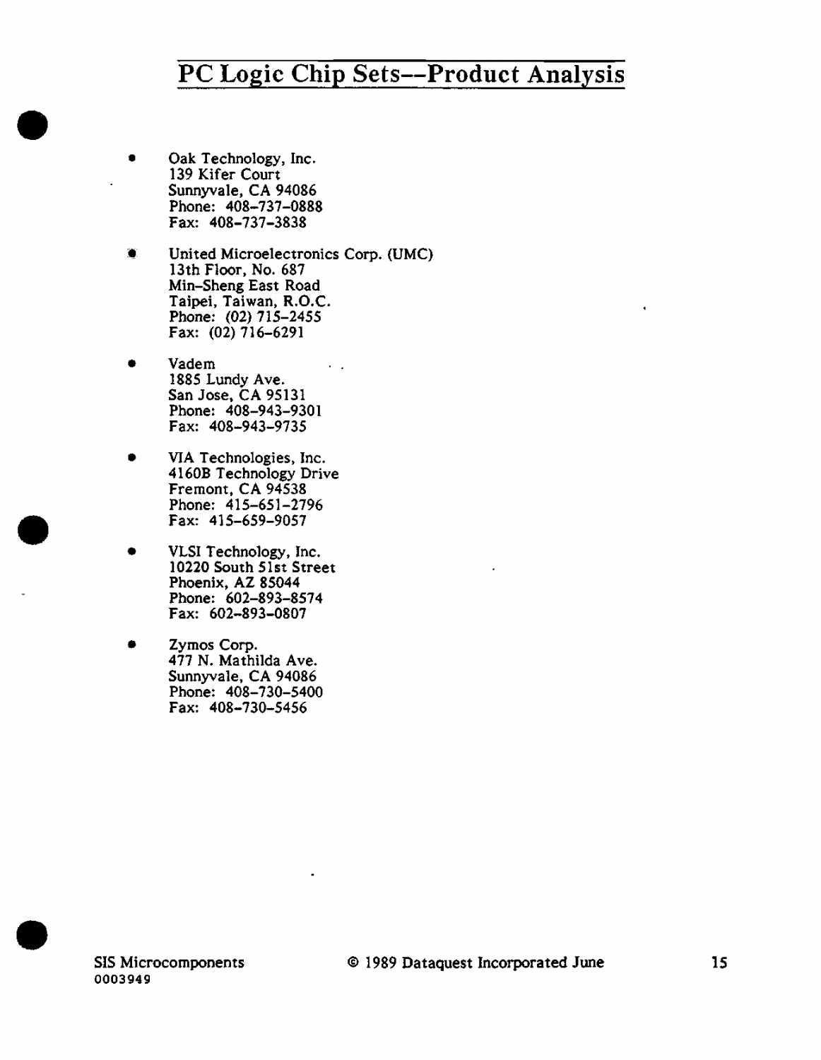- Oak Technology, Inc.
  139 Kifer Court
  Sunnyvale, CA 94086
  Phone: 408-737-0888
  Fax: 408-737-3838

- United Microelectronics Corp. (UMC)
  13th Floor, No. 687
  Min-Sheng East Road
  Taipei, Taiwan, R.O.C.
  Phone: (02) 715-2455
  Fax: (02) 716-6291

- Vadem
  1885 Lundy Ave.
  San Jose, CA 95131
  Phone: 408-943-9301
  Fax: 408-943-9735

- VIA Technologies, Inc.
  4160B Technology Drive
  Fremont, CA 94538
  Phone: 415-651-2796
  Fax: 415-659-9057

- VLSI Technology, Inc.
  10220 South 51st Street
  Phoenix, AZ 85044
  Phone: 602-893-8574
  Fax: 602-893-0807

- Zymos Corp.
  477 N. Mathilda Ave.
  Sunnyvale, CA 94086
  Phone: 408-730-5400
  Fax: 408-730-5456